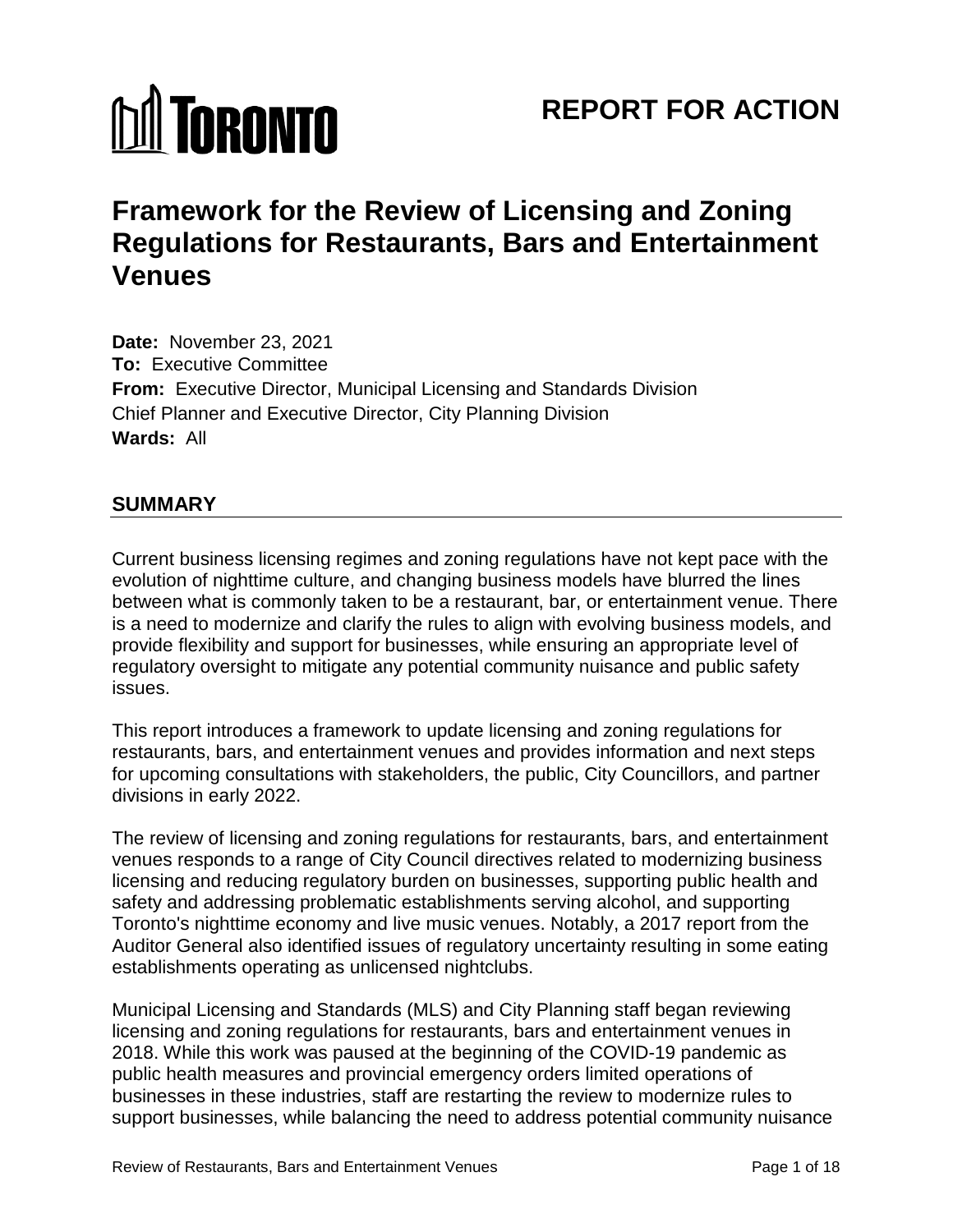# TORONTO

# REPORT FOR ACTION

# Framework for the Review of Licensing and Zoning Regulations for Restaurants, Bars and Entertainment Venues

**Date:** November 23, 2021
**To:** Executive Committee
**From:** Executive Director, Municipal Licensing and Standards Division
Chief Planner and Executive Director, City Planning Division
**Wards:** All

## SUMMARY

Current business licensing regimes and zoning regulations have not kept pace with the evolution of nighttime culture, and changing business models have blurred the lines between what is commonly taken to be a restaurant, bar, or entertainment venue. There is a need to modernize and clarify the rules to align with evolving business models, and provide flexibility and support for businesses, while ensuring an appropriate level of regulatory oversight to mitigate any potential community nuisance and public safety issues.

This report introduces a framework to update licensing and zoning regulations for restaurants, bars, and entertainment venues and provides information and next steps for upcoming consultations with stakeholders, the public, City Councillors, and partner divisions in early 2022.

The review of licensing and zoning regulations for restaurants, bars, and entertainment venues responds to a range of City Council directives related to modernizing business licensing and reducing regulatory burden on businesses, supporting public health and safety and addressing problematic establishments serving alcohol, and supporting Toronto's nighttime economy and live music venues. Notably, a 2017 report from the Auditor General also identified issues of regulatory uncertainty resulting in some eating establishments operating as unlicensed nightclubs.

Municipal Licensing and Standards (MLS) and City Planning staff began reviewing licensing and zoning regulations for restaurants, bars and entertainment venues in 2018. While this work was paused at the beginning of the COVID-19 pandemic as public health measures and provincial emergency orders limited operations of businesses in these industries, staff are restarting the review to modernize rules to support businesses, while balancing the need to address potential community nuisance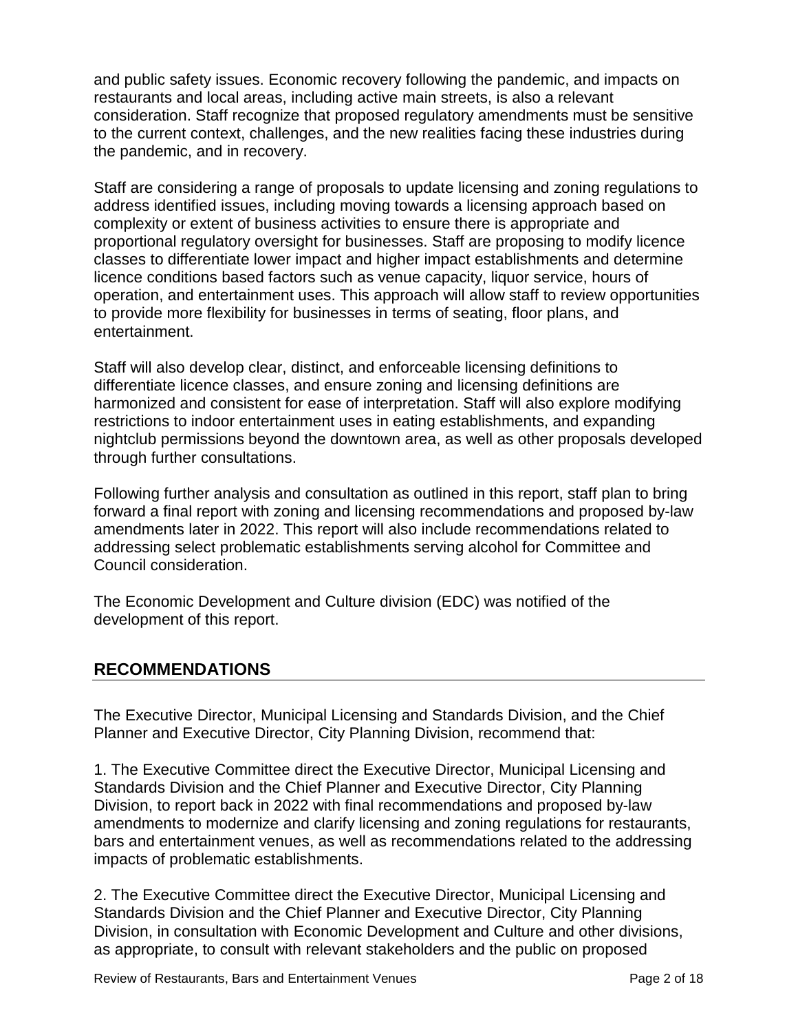and public safety issues. Economic recovery following the pandemic, and impacts on restaurants and local areas, including active main streets, is also a relevant consideration. Staff recognize that proposed regulatory amendments must be sensitive to the current context, challenges, and the new realities facing these industries during the pandemic, and in recovery.

Staff are considering a range of proposals to update licensing and zoning regulations to address identified issues, including moving towards a licensing approach based on complexity or extent of business activities to ensure there is appropriate and proportional regulatory oversight for businesses. Staff are proposing to modify licence classes to differentiate lower impact and higher impact establishments and determine licence conditions based factors such as venue capacity, liquor service, hours of operation, and entertainment uses. This approach will allow staff to review opportunities to provide more flexibility for businesses in terms of seating, floor plans, and entertainment.

Staff will also develop clear, distinct, and enforceable licensing definitions to differentiate licence classes, and ensure zoning and licensing definitions are harmonized and consistent for ease of interpretation. Staff will also explore modifying restrictions to indoor entertainment uses in eating establishments, and expanding nightclub permissions beyond the downtown area, as well as other proposals developed through further consultations.

Following further analysis and consultation as outlined in this report, staff plan to bring forward a final report with zoning and licensing recommendations and proposed by-law amendments later in 2022. This report will also include recommendations related to addressing select problematic establishments serving alcohol for Committee and Council consideration.

The Economic Development and Culture division (EDC) was notified of the development of this report.

## RECOMMENDATIONS

The Executive Director, Municipal Licensing and Standards Division, and the Chief Planner and Executive Director, City Planning Division, recommend that:

1. The Executive Committee direct the Executive Director, Municipal Licensing and Standards Division and the Chief Planner and Executive Director, City Planning Division, to report back in 2022 with final recommendations and proposed by-law amendments to modernize and clarify licensing and zoning regulations for restaurants, bars and entertainment venues, as well as recommendations related to the addressing impacts of problematic establishments.

2. The Executive Committee direct the Executive Director, Municipal Licensing and Standards Division and the Chief Planner and Executive Director, City Planning Division, in consultation with Economic Development and Culture and other divisions, as appropriate, to consult with relevant stakeholders and the public on proposed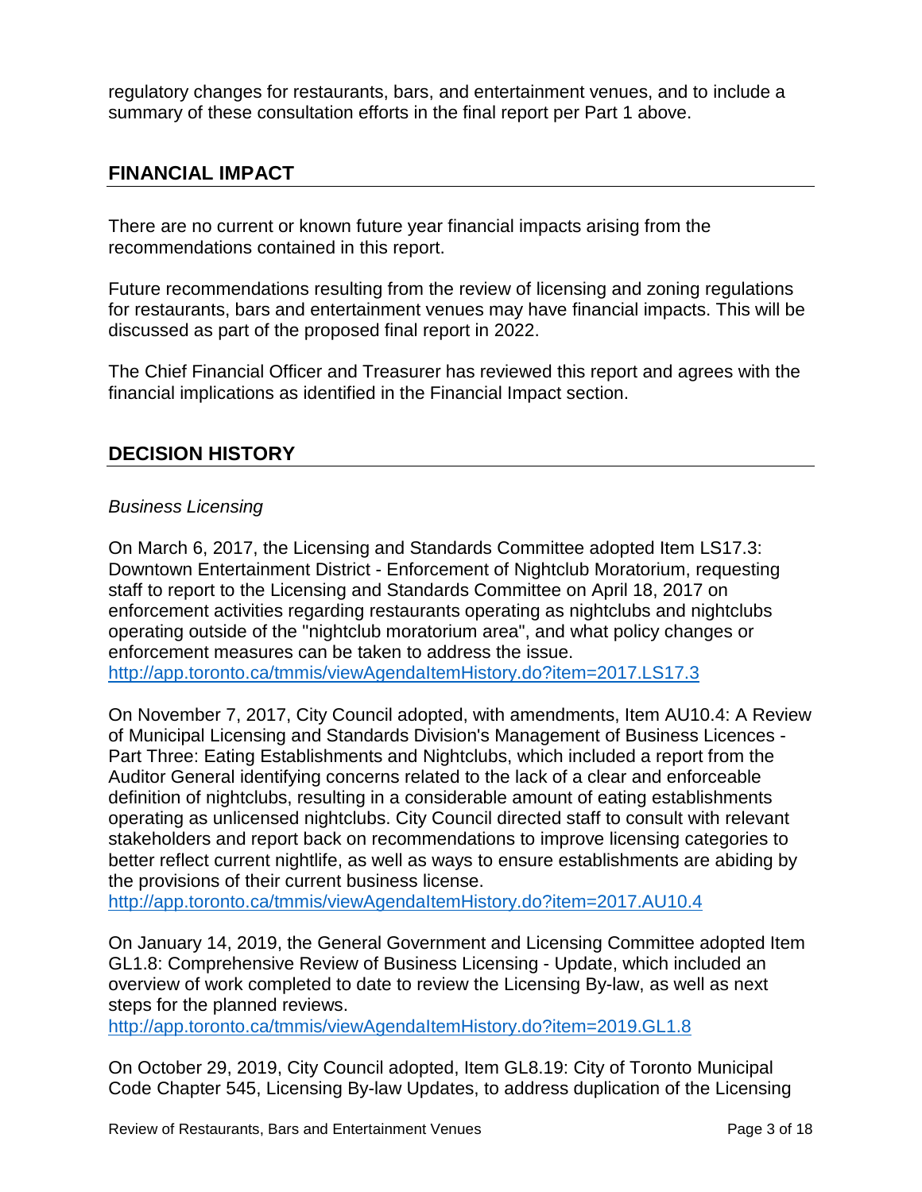regulatory changes for restaurants, bars, and entertainment venues, and to include a summary of these consultation efforts in the final report per Part 1 above.

## FINANCIAL IMPACT

There are no current or known future year financial impacts arising from the recommendations contained in this report.

Future recommendations resulting from the review of licensing and zoning regulations for restaurants, bars and entertainment venues may have financial impacts. This will be discussed as part of the proposed final report in 2022.

The Chief Financial Officer and Treasurer has reviewed this report and agrees with the financial implications as identified in the Financial Impact section.

## DECISION HISTORY

*Business Licensing*

On March 6, 2017, the Licensing and Standards Committee adopted Item LS17.3: Downtown Entertainment District - Enforcement of Nightclub Moratorium, requesting staff to report to the Licensing and Standards Committee on April 18, 2017 on enforcement activities regarding restaurants operating as nightclubs and nightclubs operating outside of the "nightclub moratorium area", and what policy changes or enforcement measures can be taken to address the issue.
http://app.toronto.ca/tmmis/viewAgendaItemHistory.do?item=2017.LS17.3

On November 7, 2017, City Council adopted, with amendments, Item AU10.4: A Review of Municipal Licensing and Standards Division's Management of Business Licences - Part Three: Eating Establishments and Nightclubs, which included a report from the Auditor General identifying concerns related to the lack of a clear and enforceable definition of nightclubs, resulting in a considerable amount of eating establishments operating as unlicensed nightclubs. City Council directed staff to consult with relevant stakeholders and report back on recommendations to improve licensing categories to better reflect current nightlife, as well as ways to ensure establishments are abiding by the provisions of their current business license.
http://app.toronto.ca/tmmis/viewAgendaItemHistory.do?item=2017.AU10.4

On January 14, 2019, the General Government and Licensing Committee adopted Item GL1.8: Comprehensive Review of Business Licensing - Update, which included an overview of work completed to date to review the Licensing By-law, as well as next steps for the planned reviews.
http://app.toronto.ca/tmmis/viewAgendaItemHistory.do?item=2019.GL1.8

On October 29, 2019, City Council adopted, Item GL8.19: City of Toronto Municipal Code Chapter 545, Licensing By-law Updates, to address duplication of the Licensing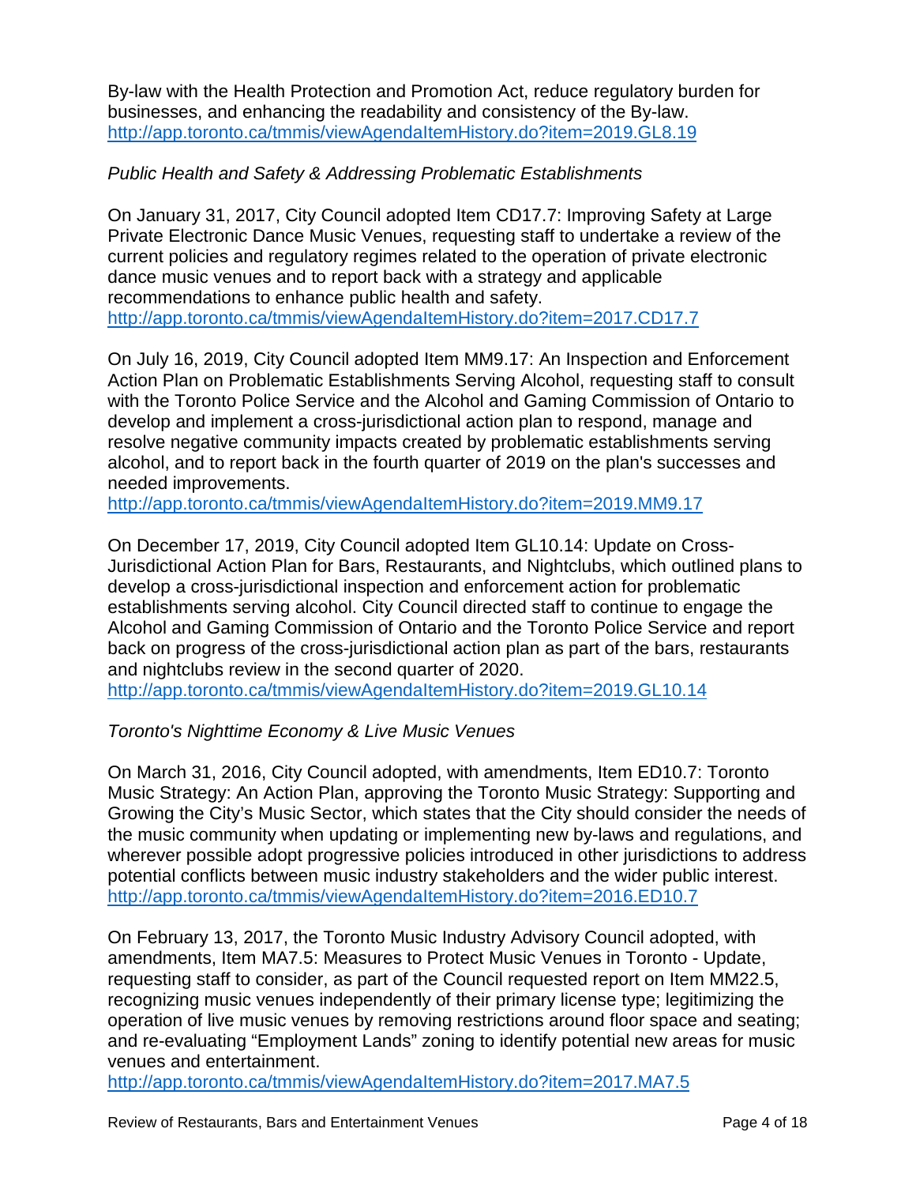By-law with the Health Protection and Promotion Act, reduce regulatory burden for businesses, and enhancing the readability and consistency of the By-law.
http://app.toronto.ca/tmmis/viewAgendaItemHistory.do?item=2019.GL8.19

*Public Health and Safety & Addressing Problematic Establishments*

On January 31, 2017, City Council adopted Item CD17.7: Improving Safety at Large Private Electronic Dance Music Venues, requesting staff to undertake a review of the current policies and regulatory regimes related to the operation of private electronic dance music venues and to report back with a strategy and applicable recommendations to enhance public health and safety.
http://app.toronto.ca/tmmis/viewAgendaItemHistory.do?item=2017.CD17.7

On July 16, 2019, City Council adopted Item MM9.17: An Inspection and Enforcement Action Plan on Problematic Establishments Serving Alcohol, requesting staff to consult with the Toronto Police Service and the Alcohol and Gaming Commission of Ontario to develop and implement a cross-jurisdictional action plan to respond, manage and resolve negative community impacts created by problematic establishments serving alcohol, and to report back in the fourth quarter of 2019 on the plan's successes and needed improvements.
http://app.toronto.ca/tmmis/viewAgendaItemHistory.do?item=2019.MM9.17

On December 17, 2019, City Council adopted Item GL10.14: Update on Cross-Jurisdictional Action Plan for Bars, Restaurants, and Nightclubs, which outlined plans to develop a cross-jurisdictional inspection and enforcement action for problematic establishments serving alcohol. City Council directed staff to continue to engage the Alcohol and Gaming Commission of Ontario and the Toronto Police Service and report back on progress of the cross-jurisdictional action plan as part of the bars, restaurants and nightclubs review in the second quarter of 2020.
http://app.toronto.ca/tmmis/viewAgendaItemHistory.do?item=2019.GL10.14

*Toronto's Nighttime Economy & Live Music Venues*

On March 31, 2016, City Council adopted, with amendments, Item ED10.7: Toronto Music Strategy: An Action Plan, approving the Toronto Music Strategy: Supporting and Growing the City's Music Sector, which states that the City should consider the needs of the music community when updating or implementing new by-laws and regulations, and wherever possible adopt progressive policies introduced in other jurisdictions to address potential conflicts between music industry stakeholders and the wider public interest.
http://app.toronto.ca/tmmis/viewAgendaItemHistory.do?item=2016.ED10.7

On February 13, 2017, the Toronto Music Industry Advisory Council adopted, with amendments, Item MA7.5: Measures to Protect Music Venues in Toronto - Update, requesting staff to consider, as part of the Council requested report on Item MM22.5, recognizing music venues independently of their primary license type; legitimizing the operation of live music venues by removing restrictions around floor space and seating; and re-evaluating "Employment Lands" zoning to identify potential new areas for music venues and entertainment.
http://app.toronto.ca/tmmis/viewAgendaItemHistory.do?item=2017.MA7.5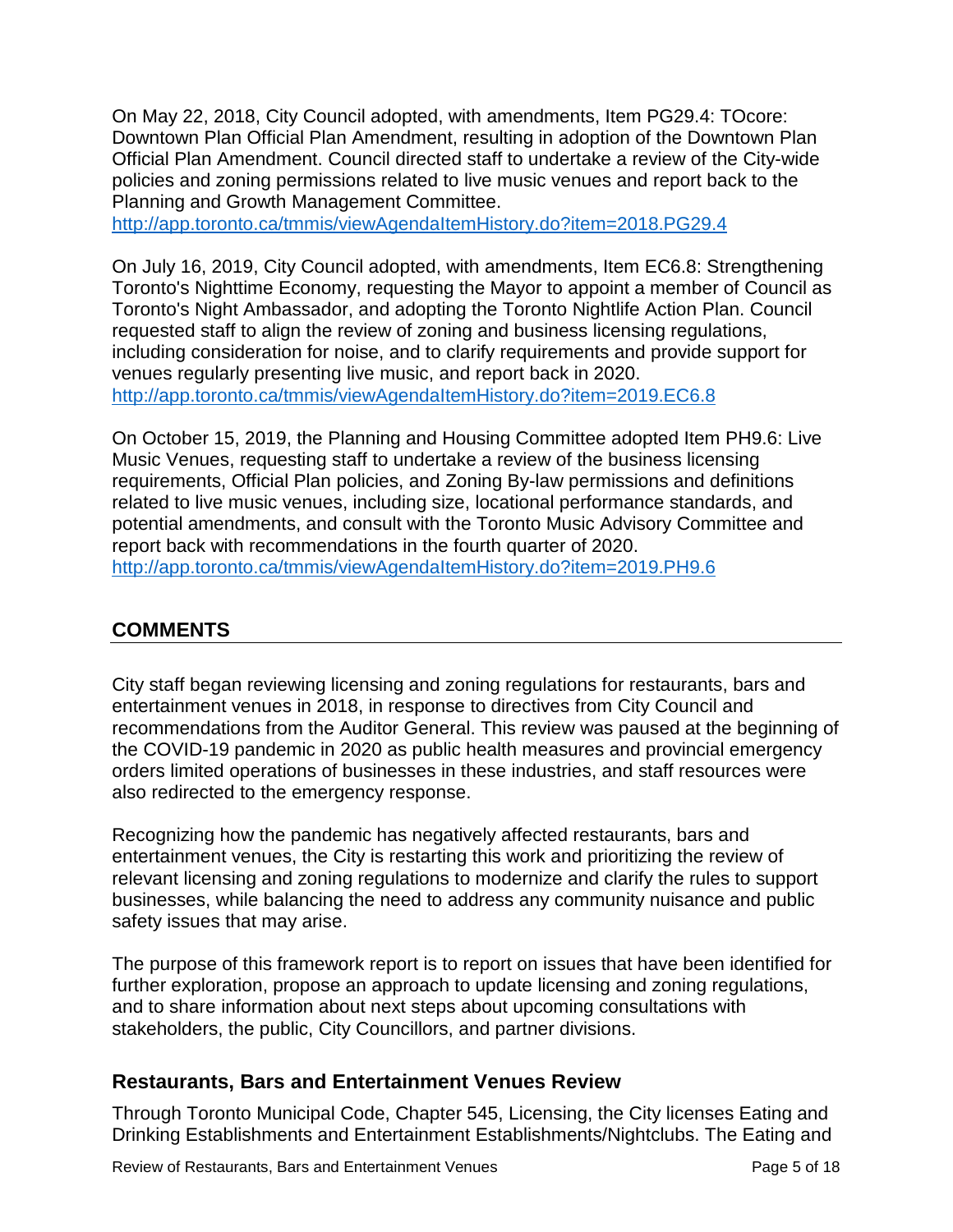On May 22, 2018, City Council adopted, with amendments, Item PG29.4: TOcore: Downtown Plan Official Plan Amendment, resulting in adoption of the Downtown Plan Official Plan Amendment. Council directed staff to undertake a review of the City-wide policies and zoning permissions related to live music venues and report back to the Planning and Growth Management Committee.
http://app.toronto.ca/tmmis/viewAgendaItemHistory.do?item=2018.PG29.4

On July 16, 2019, City Council adopted, with amendments, Item EC6.8: Strengthening Toronto's Nighttime Economy, requesting the Mayor to appoint a member of Council as Toronto's Night Ambassador, and adopting the Toronto Nightlife Action Plan. Council requested staff to align the review of zoning and business licensing regulations, including consideration for noise, and to clarify requirements and provide support for venues regularly presenting live music, and report back in 2020.
http://app.toronto.ca/tmmis/viewAgendaItemHistory.do?item=2019.EC6.8

On October 15, 2019, the Planning and Housing Committee adopted Item PH9.6: Live Music Venues, requesting staff to undertake a review of the business licensing requirements, Official Plan policies, and Zoning By-law permissions and definitions related to live music venues, including size, locational performance standards, and potential amendments, and consult with the Toronto Music Advisory Committee and report back with recommendations in the fourth quarter of 2020.
http://app.toronto.ca/tmmis/viewAgendaItemHistory.do?item=2019.PH9.6

## COMMENTS

City staff began reviewing licensing and zoning regulations for restaurants, bars and entertainment venues in 2018, in response to directives from City Council and recommendations from the Auditor General. This review was paused at the beginning of the COVID-19 pandemic in 2020 as public health measures and provincial emergency orders limited operations of businesses in these industries, and staff resources were also redirected to the emergency response.

Recognizing how the pandemic has negatively affected restaurants, bars and entertainment venues, the City is restarting this work and prioritizing the review of relevant licensing and zoning regulations to modernize and clarify the rules to support businesses, while balancing the need to address any community nuisance and public safety issues that may arise.

The purpose of this framework report is to report on issues that have been identified for further exploration, propose an approach to update licensing and zoning regulations, and to share information about next steps about upcoming consultations with stakeholders, the public, City Councillors, and partner divisions.

### Restaurants, Bars and Entertainment Venues Review

Through Toronto Municipal Code, Chapter 545, Licensing, the City licenses Eating and Drinking Establishments and Entertainment Establishments/Nightclubs. The Eating and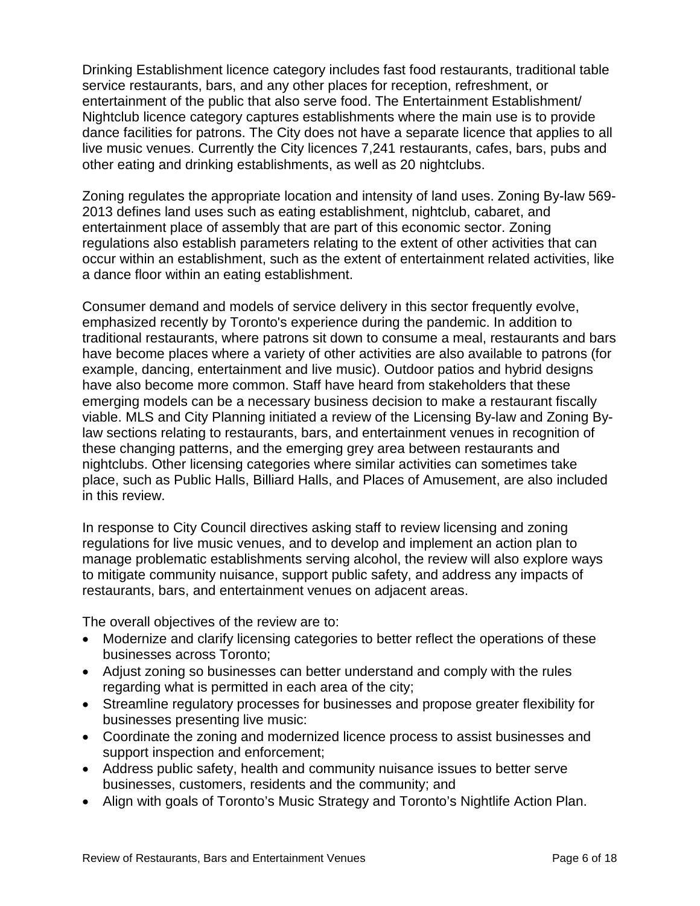Drinking Establishment licence category includes fast food restaurants, traditional table service restaurants, bars, and any other places for reception, refreshment, or entertainment of the public that also serve food. The Entertainment Establishment/ Nightclub licence category captures establishments where the main use is to provide dance facilities for patrons. The City does not have a separate licence that applies to all live music venues. Currently the City licences 7,241 restaurants, cafes, bars, pubs and other eating and drinking establishments, as well as 20 nightclubs.

Zoning regulates the appropriate location and intensity of land uses. Zoning By-law 569-2013 defines land uses such as eating establishment, nightclub, cabaret, and entertainment place of assembly that are part of this economic sector. Zoning regulations also establish parameters relating to the extent of other activities that can occur within an establishment, such as the extent of entertainment related activities, like a dance floor within an eating establishment.

Consumer demand and models of service delivery in this sector frequently evolve, emphasized recently by Toronto's experience during the pandemic. In addition to traditional restaurants, where patrons sit down to consume a meal, restaurants and bars have become places where a variety of other activities are also available to patrons (for example, dancing, entertainment and live music). Outdoor patios and hybrid designs have also become more common. Staff have heard from stakeholders that these emerging models can be a necessary business decision to make a restaurant fiscally viable. MLS and City Planning initiated a review of the Licensing By-law and Zoning By-law sections relating to restaurants, bars, and entertainment venues in recognition of these changing patterns, and the emerging grey area between restaurants and nightclubs. Other licensing categories where similar activities can sometimes take place, such as Public Halls, Billiard Halls, and Places of Amusement, are also included in this review.

In response to City Council directives asking staff to review licensing and zoning regulations for live music venues, and to develop and implement an action plan to manage problematic establishments serving alcohol, the review will also explore ways to mitigate community nuisance, support public safety, and address any impacts of restaurants, bars, and entertainment venues on adjacent areas.

The overall objectives of the review are to:

- Modernize and clarify licensing categories to better reflect the operations of these businesses across Toronto;
- Adjust zoning so businesses can better understand and comply with the rules regarding what is permitted in each area of the city;
- Streamline regulatory processes for businesses and propose greater flexibility for businesses presenting live music:
- Coordinate the zoning and modernized licence process to assist businesses and support inspection and enforcement;
- Address public safety, health and community nuisance issues to better serve businesses, customers, residents and the community; and
- Align with goals of Toronto's Music Strategy and Toronto's Nightlife Action Plan.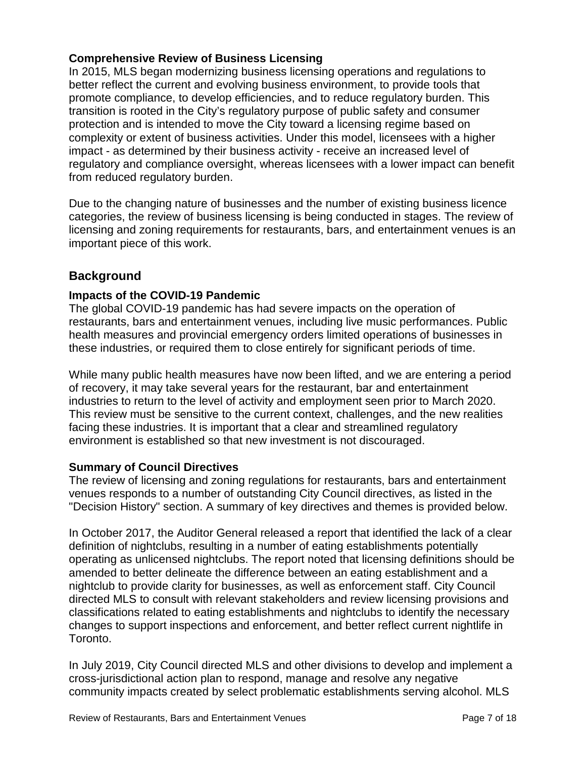### Comprehensive Review of Business Licensing

In 2015, MLS began modernizing business licensing operations and regulations to better reflect the current and evolving business environment, to provide tools that promote compliance, to develop efficiencies, and to reduce regulatory burden. This transition is rooted in the City's regulatory purpose of public safety and consumer protection and is intended to move the City toward a licensing regime based on complexity or extent of business activities. Under this model, licensees with a higher impact - as determined by their business activity - receive an increased level of regulatory and compliance oversight, whereas licensees with a lower impact can benefit from reduced regulatory burden.

Due to the changing nature of businesses and the number of existing business licence categories, the review of business licensing is being conducted in stages. The review of licensing and zoning requirements for restaurants, bars, and entertainment venues is an important piece of this work.

## Background

### Impacts of the COVID-19 Pandemic

The global COVID-19 pandemic has had severe impacts on the operation of restaurants, bars and entertainment venues, including live music performances. Public health measures and provincial emergency orders limited operations of businesses in these industries, or required them to close entirely for significant periods of time.

While many public health measures have now been lifted, and we are entering a period of recovery, it may take several years for the restaurant, bar and entertainment industries to return to the level of activity and employment seen prior to March 2020. This review must be sensitive to the current context, challenges, and the new realities facing these industries. It is important that a clear and streamlined regulatory environment is established so that new investment is not discouraged.

### Summary of Council Directives

The review of licensing and zoning regulations for restaurants, bars and entertainment venues responds to a number of outstanding City Council directives, as listed in the "Decision History" section. A summary of key directives and themes is provided below.

In October 2017, the Auditor General released a report that identified the lack of a clear definition of nightclubs, resulting in a number of eating establishments potentially operating as unlicensed nightclubs. The report noted that licensing definitions should be amended to better delineate the difference between an eating establishment and a nightclub to provide clarity for businesses, as well as enforcement staff. City Council directed MLS to consult with relevant stakeholders and review licensing provisions and classifications related to eating establishments and nightclubs to identify the necessary changes to support inspections and enforcement, and better reflect current nightlife in Toronto.

In July 2019, City Council directed MLS and other divisions to develop and implement a cross-jurisdictional action plan to respond, manage and resolve any negative community impacts created by select problematic establishments serving alcohol. MLS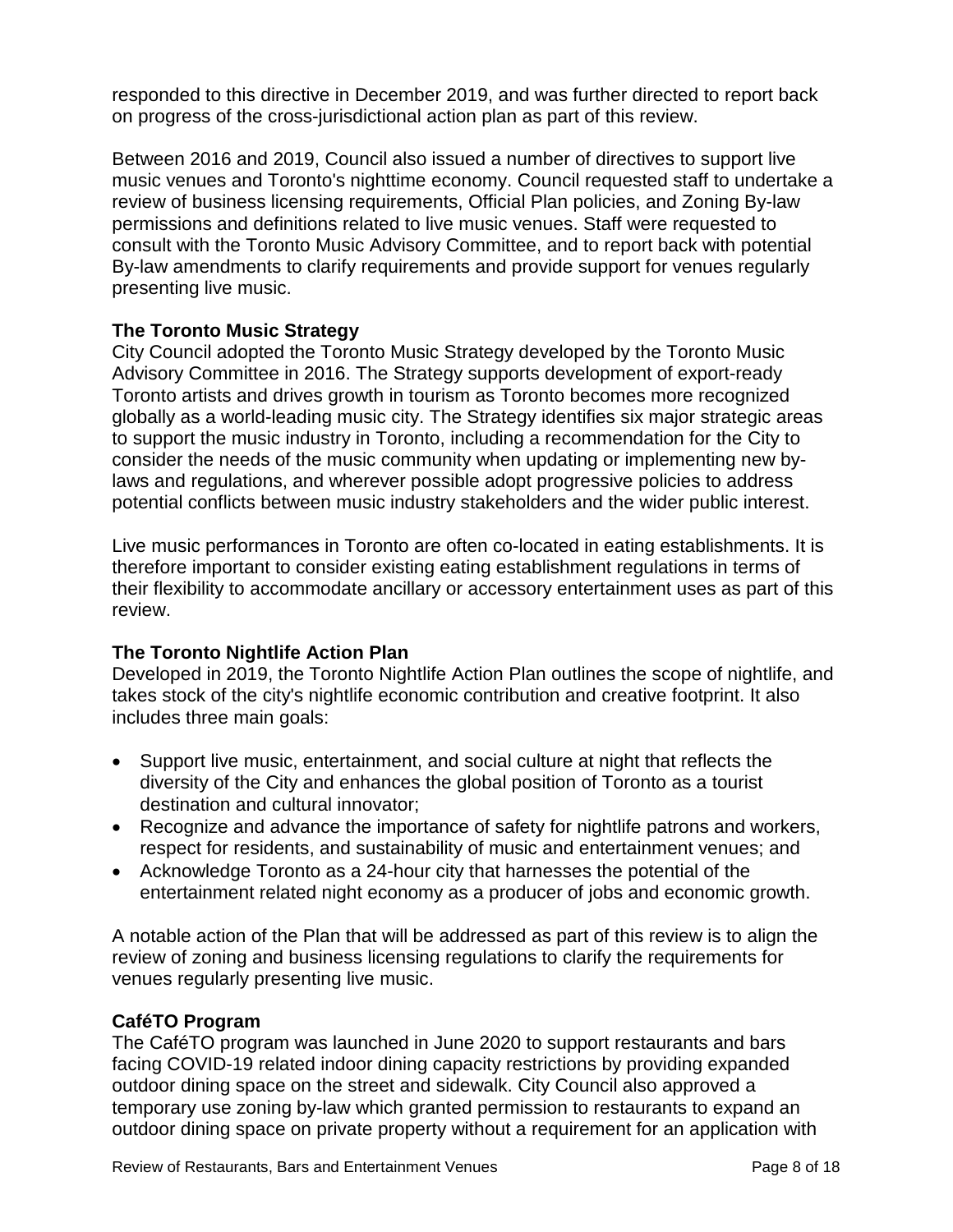responded to this directive in December 2019, and was further directed to report back on progress of the cross-jurisdictional action plan as part of this review.

Between 2016 and 2019, Council also issued a number of directives to support live music venues and Toronto's nighttime economy. Council requested staff to undertake a review of business licensing requirements, Official Plan policies, and Zoning By-law permissions and definitions related to live music venues. Staff were requested to consult with the Toronto Music Advisory Committee, and to report back with potential By-law amendments to clarify requirements and provide support for venues regularly presenting live music.

**The Toronto Music Strategy**

City Council adopted the Toronto Music Strategy developed by the Toronto Music Advisory Committee in 2016. The Strategy supports development of export-ready Toronto artists and drives growth in tourism as Toronto becomes more recognized globally as a world-leading music city. The Strategy identifies six major strategic areas to support the music industry in Toronto, including a recommendation for the City to consider the needs of the music community when updating or implementing new by-laws and regulations, and wherever possible adopt progressive policies to address potential conflicts between music industry stakeholders and the wider public interest.

Live music performances in Toronto are often co-located in eating establishments. It is therefore important to consider existing eating establishment regulations in terms of their flexibility to accommodate ancillary or accessory entertainment uses as part of this review.

**The Toronto Nightlife Action Plan**

Developed in 2019, the Toronto Nightlife Action Plan outlines the scope of nightlife, and takes stock of the city's nightlife economic contribution and creative footprint. It also includes three main goals:

- Support live music, entertainment, and social culture at night that reflects the diversity of the City and enhances the global position of Toronto as a tourist destination and cultural innovator;
- Recognize and advance the importance of safety for nightlife patrons and workers, respect for residents, and sustainability of music and entertainment venues; and
- Acknowledge Toronto as a 24-hour city that harnesses the potential of the entertainment related night economy as a producer of jobs and economic growth.

A notable action of the Plan that will be addressed as part of this review is to align the review of zoning and business licensing regulations to clarify the requirements for venues regularly presenting live music.

**CaféTO Program**

The CaféTO program was launched in June 2020 to support restaurants and bars facing COVID-19 related indoor dining capacity restrictions by providing expanded outdoor dining space on the street and sidewalk. City Council also approved a temporary use zoning by-law which granted permission to restaurants to expand an outdoor dining space on private property without a requirement for an application with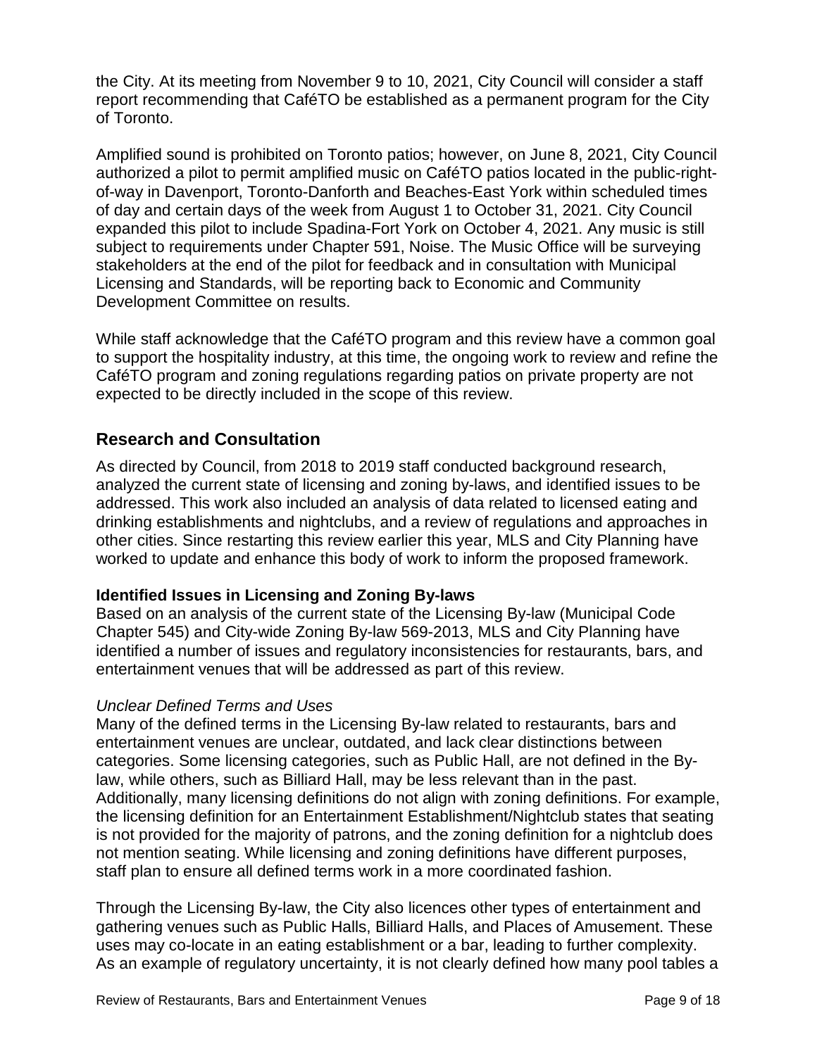the City. At its meeting from November 9 to 10, 2021, City Council will consider a staff report recommending that CaféTO be established as a permanent program for the City of Toronto.

Amplified sound is prohibited on Toronto patios; however, on June 8, 2021, City Council authorized a pilot to permit amplified music on CaféTO patios located in the public-right-of-way in Davenport, Toronto-Danforth and Beaches-East York within scheduled times of day and certain days of the week from August 1 to October 31, 2021. City Council expanded this pilot to include Spadina-Fort York on October 4, 2021. Any music is still subject to requirements under Chapter 591, Noise. The Music Office will be surveying stakeholders at the end of the pilot for feedback and in consultation with Municipal Licensing and Standards, will be reporting back to Economic and Community Development Committee on results.

While staff acknowledge that the CaféTO program and this review have a common goal to support the hospitality industry, at this time, the ongoing work to review and refine the CaféTO program and zoning regulations regarding patios on private property are not expected to be directly included in the scope of this review.

## Research and Consultation

As directed by Council, from 2018 to 2019 staff conducted background research, analyzed the current state of licensing and zoning by-laws, and identified issues to be addressed. This work also included an analysis of data related to licensed eating and drinking establishments and nightclubs, and a review of regulations and approaches in other cities. Since restarting this review earlier this year, MLS and City Planning have worked to update and enhance this body of work to inform the proposed framework.

### Identified Issues in Licensing and Zoning By-laws

Based on an analysis of the current state of the Licensing By-law (Municipal Code Chapter 545) and City-wide Zoning By-law 569-2013, MLS and City Planning have identified a number of issues and regulatory inconsistencies for restaurants, bars, and entertainment venues that will be addressed as part of this review.

*Unclear Defined Terms and Uses*

Many of the defined terms in the Licensing By-law related to restaurants, bars and entertainment venues are unclear, outdated, and lack clear distinctions between categories. Some licensing categories, such as Public Hall, are not defined in the By-law, while others, such as Billiard Hall, may be less relevant than in the past. Additionally, many licensing definitions do not align with zoning definitions. For example, the licensing definition for an Entertainment Establishment/Nightclub states that seating is not provided for the majority of patrons, and the zoning definition for a nightclub does not mention seating. While licensing and zoning definitions have different purposes, staff plan to ensure all defined terms work in a more coordinated fashion.

Through the Licensing By-law, the City also licences other types of entertainment and gathering venues such as Public Halls, Billiard Halls, and Places of Amusement. These uses may co-locate in an eating establishment or a bar, leading to further complexity. As an example of regulatory uncertainty, it is not clearly defined how many pool tables a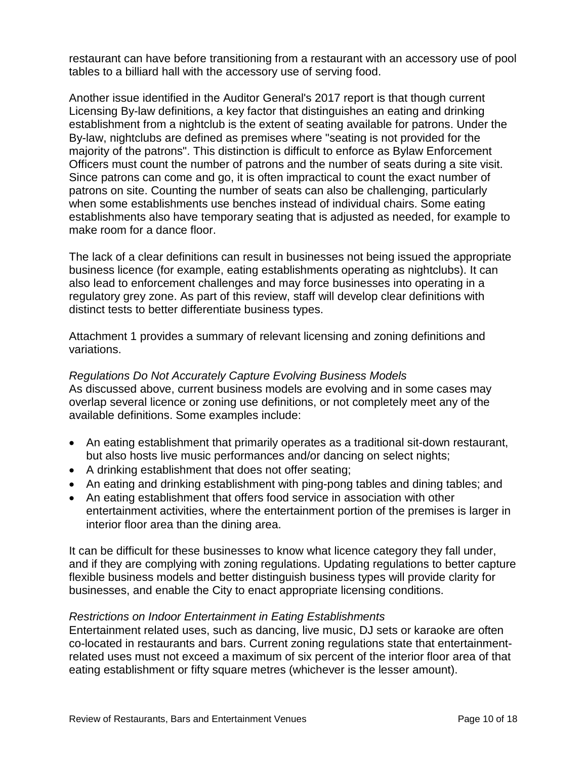restaurant can have before transitioning from a restaurant with an accessory use of pool tables to a billiard hall with the accessory use of serving food.

Another issue identified in the Auditor General's 2017 report is that though current Licensing By-law definitions, a key factor that distinguishes an eating and drinking establishment from a nightclub is the extent of seating available for patrons. Under the By-law, nightclubs are defined as premises where "seating is not provided for the majority of the patrons". This distinction is difficult to enforce as Bylaw Enforcement Officers must count the number of patrons and the number of seats during a site visit. Since patrons can come and go, it is often impractical to count the exact number of patrons on site. Counting the number of seats can also be challenging, particularly when some establishments use benches instead of individual chairs. Some eating establishments also have temporary seating that is adjusted as needed, for example to make room for a dance floor.

The lack of a clear definitions can result in businesses not being issued the appropriate business licence (for example, eating establishments operating as nightclubs). It can also lead to enforcement challenges and may force businesses into operating in a regulatory grey zone. As part of this review, staff will develop clear definitions with distinct tests to better differentiate business types.

Attachment 1 provides a summary of relevant licensing and zoning definitions and variations.

*Regulations Do Not Accurately Capture Evolving Business Models*

As discussed above, current business models are evolving and in some cases may overlap several licence or zoning use definitions, or not completely meet any of the available definitions. Some examples include:

- An eating establishment that primarily operates as a traditional sit-down restaurant, but also hosts live music performances and/or dancing on select nights;
- A drinking establishment that does not offer seating;
- An eating and drinking establishment with ping-pong tables and dining tables; and
- An eating establishment that offers food service in association with other entertainment activities, where the entertainment portion of the premises is larger in interior floor area than the dining area.

It can be difficult for these businesses to know what licence category they fall under, and if they are complying with zoning regulations. Updating regulations to better capture flexible business models and better distinguish business types will provide clarity for businesses, and enable the City to enact appropriate licensing conditions.

*Restrictions on Indoor Entertainment in Eating Establishments*

Entertainment related uses, such as dancing, live music, DJ sets or karaoke are often co-located in restaurants and bars. Current zoning regulations state that entertainment-related uses must not exceed a maximum of six percent of the interior floor area of that eating establishment or fifty square metres (whichever is the lesser amount).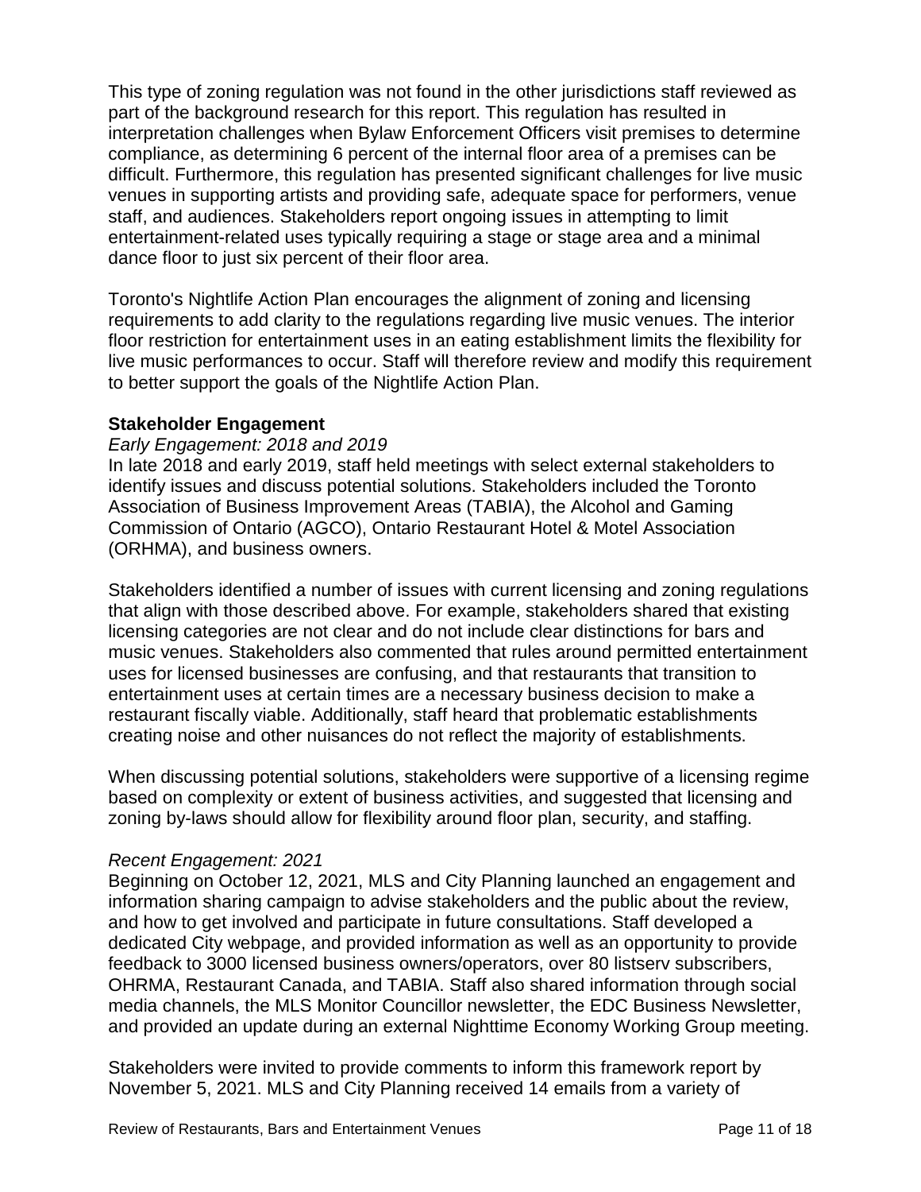This type of zoning regulation was not found in the other jurisdictions staff reviewed as part of the background research for this report. This regulation has resulted in interpretation challenges when Bylaw Enforcement Officers visit premises to determine compliance, as determining 6 percent of the internal floor area of a premises can be difficult. Furthermore, this regulation has presented significant challenges for live music venues in supporting artists and providing safe, adequate space for performers, venue staff, and audiences. Stakeholders report ongoing issues in attempting to limit entertainment-related uses typically requiring a stage or stage area and a minimal dance floor to just six percent of their floor area.

Toronto's Nightlife Action Plan encourages the alignment of zoning and licensing requirements to add clarity to the regulations regarding live music venues. The interior floor restriction for entertainment uses in an eating establishment limits the flexibility for live music performances to occur. Staff will therefore review and modify this requirement to better support the goals of the Nightlife Action Plan.

**Stakeholder Engagement**

*Early Engagement: 2018 and 2019*

In late 2018 and early 2019, staff held meetings with select external stakeholders to identify issues and discuss potential solutions. Stakeholders included the Toronto Association of Business Improvement Areas (TABIA), the Alcohol and Gaming Commission of Ontario (AGCO), Ontario Restaurant Hotel & Motel Association (ORHMA), and business owners.

Stakeholders identified a number of issues with current licensing and zoning regulations that align with those described above. For example, stakeholders shared that existing licensing categories are not clear and do not include clear distinctions for bars and music venues. Stakeholders also commented that rules around permitted entertainment uses for licensed businesses are confusing, and that restaurants that transition to entertainment uses at certain times are a necessary business decision to make a restaurant fiscally viable. Additionally, staff heard that problematic establishments creating noise and other nuisances do not reflect the majority of establishments.

When discussing potential solutions, stakeholders were supportive of a licensing regime based on complexity or extent of business activities, and suggested that licensing and zoning by-laws should allow for flexibility around floor plan, security, and staffing.

*Recent Engagement: 2021*

Beginning on October 12, 2021, MLS and City Planning launched an engagement and information sharing campaign to advise stakeholders and the public about the review, and how to get involved and participate in future consultations. Staff developed a dedicated City webpage, and provided information as well as an opportunity to provide feedback to 3000 licensed business owners/operators, over 80 listserv subscribers, OHRMA, Restaurant Canada, and TABIA. Staff also shared information through social media channels, the MLS Monitor Councillor newsletter, the EDC Business Newsletter, and provided an update during an external Nighttime Economy Working Group meeting.

Stakeholders were invited to provide comments to inform this framework report by November 5, 2021. MLS and City Planning received 14 emails from a variety of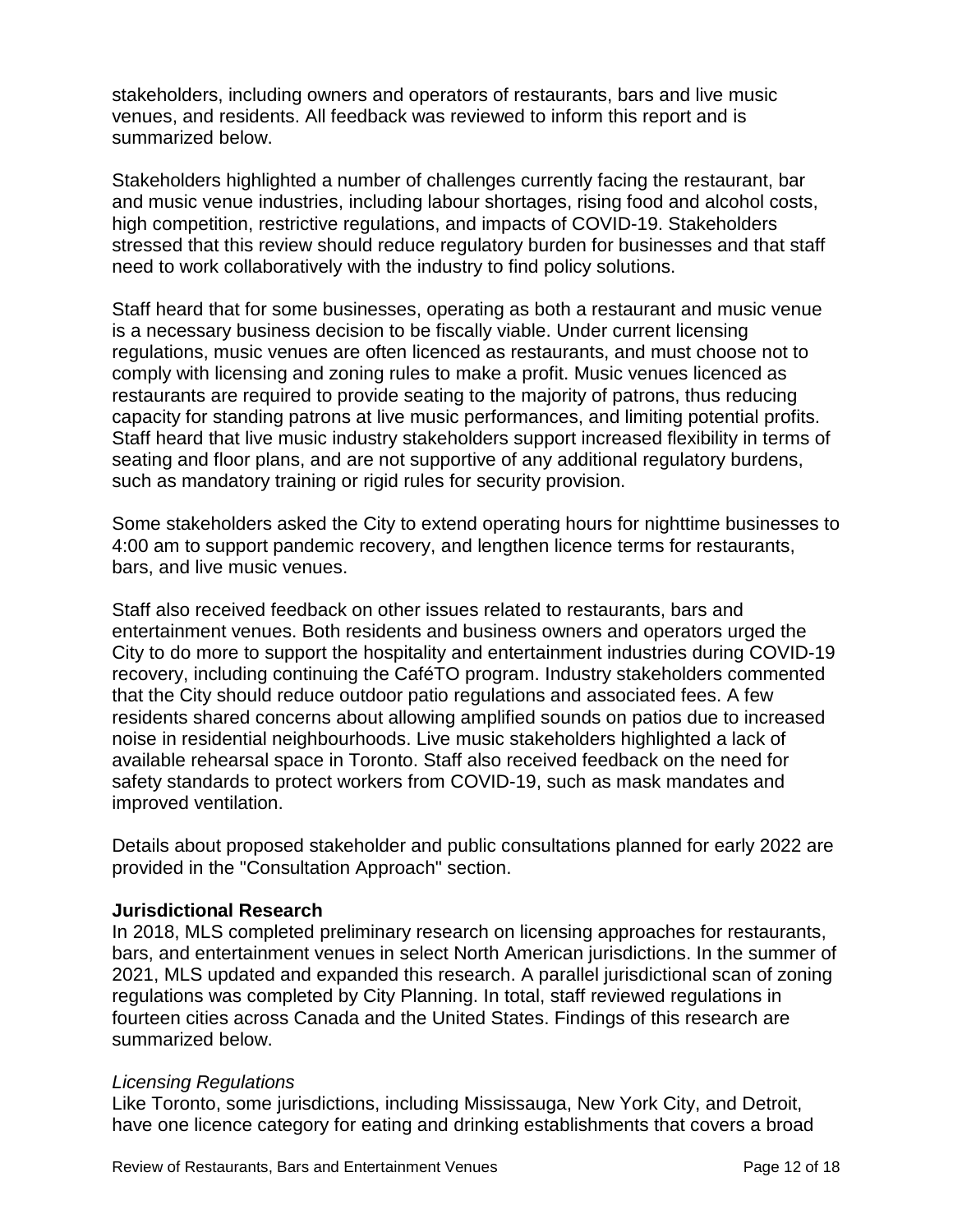stakeholders, including owners and operators of restaurants, bars and live music venues, and residents. All feedback was reviewed to inform this report and is summarized below.

Stakeholders highlighted a number of challenges currently facing the restaurant, bar and music venue industries, including labour shortages, rising food and alcohol costs, high competition, restrictive regulations, and impacts of COVID-19. Stakeholders stressed that this review should reduce regulatory burden for businesses and that staff need to work collaboratively with the industry to find policy solutions.

Staff heard that for some businesses, operating as both a restaurant and music venue is a necessary business decision to be fiscally viable. Under current licensing regulations, music venues are often licenced as restaurants, and must choose not to comply with licensing and zoning rules to make a profit. Music venues licenced as restaurants are required to provide seating to the majority of patrons, thus reducing capacity for standing patrons at live music performances, and limiting potential profits. Staff heard that live music industry stakeholders support increased flexibility in terms of seating and floor plans, and are not supportive of any additional regulatory burdens, such as mandatory training or rigid rules for security provision.

Some stakeholders asked the City to extend operating hours for nighttime businesses to 4:00 am to support pandemic recovery, and lengthen licence terms for restaurants, bars, and live music venues.

Staff also received feedback on other issues related to restaurants, bars and entertainment venues. Both residents and business owners and operators urged the City to do more to support the hospitality and entertainment industries during COVID-19 recovery, including continuing the CaféTO program. Industry stakeholders commented that the City should reduce outdoor patio regulations and associated fees. A few residents shared concerns about allowing amplified sounds on patios due to increased noise in residential neighbourhoods. Live music stakeholders highlighted a lack of available rehearsal space in Toronto. Staff also received feedback on the need for safety standards to protect workers from COVID-19, such as mask mandates and improved ventilation.

Details about proposed stakeholder and public consultations planned for early 2022 are provided in the "Consultation Approach" section.

**Jurisdictional Research**

In 2018, MLS completed preliminary research on licensing approaches for restaurants, bars, and entertainment venues in select North American jurisdictions. In the summer of 2021, MLS updated and expanded this research. A parallel jurisdictional scan of zoning regulations was completed by City Planning. In total, staff reviewed regulations in fourteen cities across Canada and the United States. Findings of this research are summarized below.

*Licensing Regulations*

Like Toronto, some jurisdictions, including Mississauga, New York City, and Detroit, have one licence category for eating and drinking establishments that covers a broad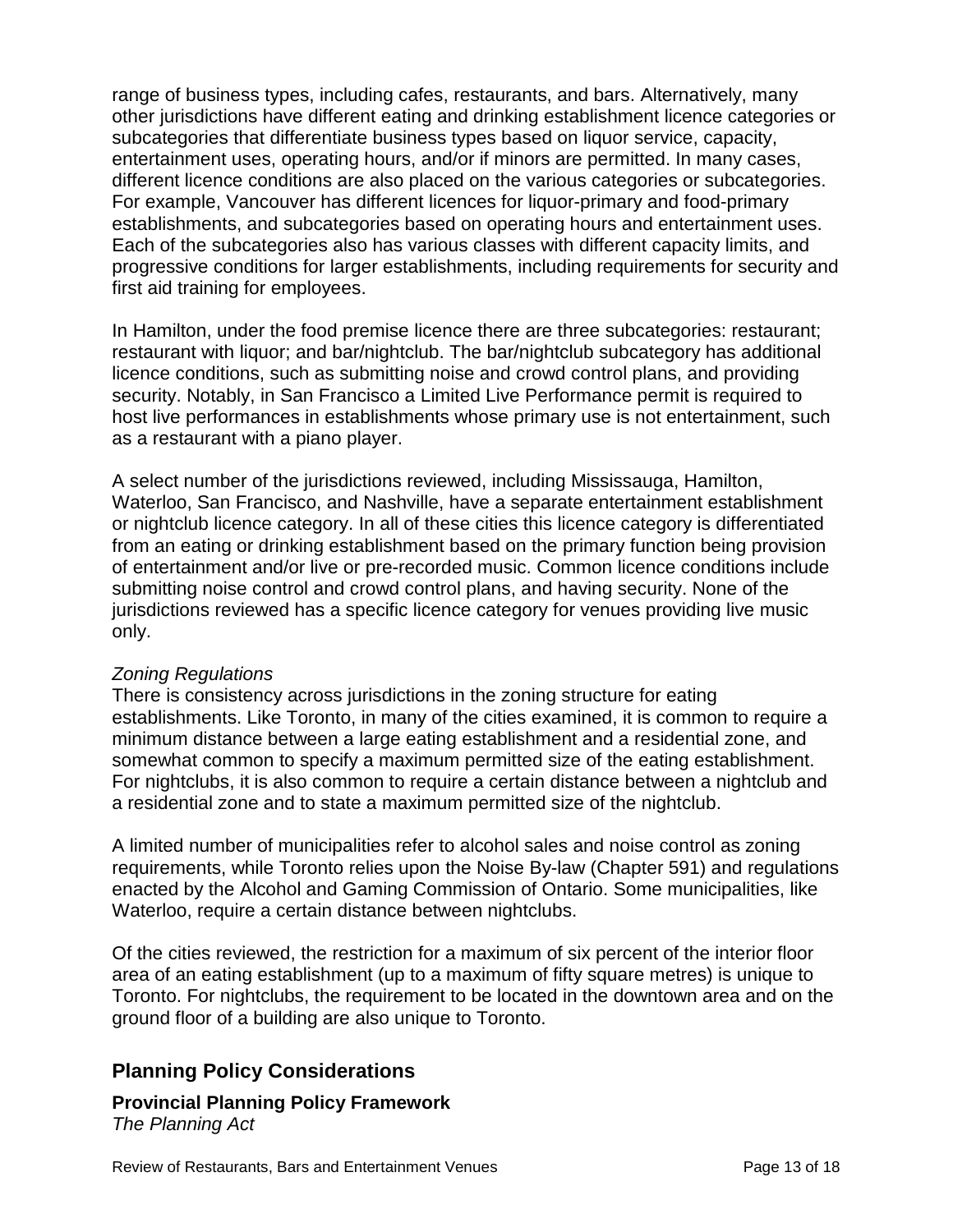range of business types, including cafes, restaurants, and bars. Alternatively, many other jurisdictions have different eating and drinking establishment licence categories or subcategories that differentiate business types based on liquor service, capacity, entertainment uses, operating hours, and/or if minors are permitted. In many cases, different licence conditions are also placed on the various categories or subcategories. For example, Vancouver has different licences for liquor-primary and food-primary establishments, and subcategories based on operating hours and entertainment uses. Each of the subcategories also has various classes with different capacity limits, and progressive conditions for larger establishments, including requirements for security and first aid training for employees.

In Hamilton, under the food premise licence there are three subcategories: restaurant; restaurant with liquor; and bar/nightclub. The bar/nightclub subcategory has additional licence conditions, such as submitting noise and crowd control plans, and providing security. Notably, in San Francisco a Limited Live Performance permit is required to host live performances in establishments whose primary use is not entertainment, such as a restaurant with a piano player.

A select number of the jurisdictions reviewed, including Mississauga, Hamilton, Waterloo, San Francisco, and Nashville, have a separate entertainment establishment or nightclub licence category. In all of these cities this licence category is differentiated from an eating or drinking establishment based on the primary function being provision of entertainment and/or live or pre-recorded music. Common licence conditions include submitting noise control and crowd control plans, and having security. None of the jurisdictions reviewed has a specific licence category for venues providing live music only.

*Zoning Regulations*

There is consistency across jurisdictions in the zoning structure for eating establishments. Like Toronto, in many of the cities examined, it is common to require a minimum distance between a large eating establishment and a residential zone, and somewhat common to specify a maximum permitted size of the eating establishment. For nightclubs, it is also common to require a certain distance between a nightclub and a residential zone and to state a maximum permitted size of the nightclub.

A limited number of municipalities refer to alcohol sales and noise control as zoning requirements, while Toronto relies upon the Noise By-law (Chapter 591) and regulations enacted by the Alcohol and Gaming Commission of Ontario. Some municipalities, like Waterloo, require a certain distance between nightclubs.

Of the cities reviewed, the restriction for a maximum of six percent of the interior floor area of an eating establishment (up to a maximum of fifty square metres) is unique to Toronto. For nightclubs, the requirement to be located in the downtown area and on the ground floor of a building are also unique to Toronto.

## Planning Policy Considerations

### Provincial Planning Policy Framework

*The Planning Act*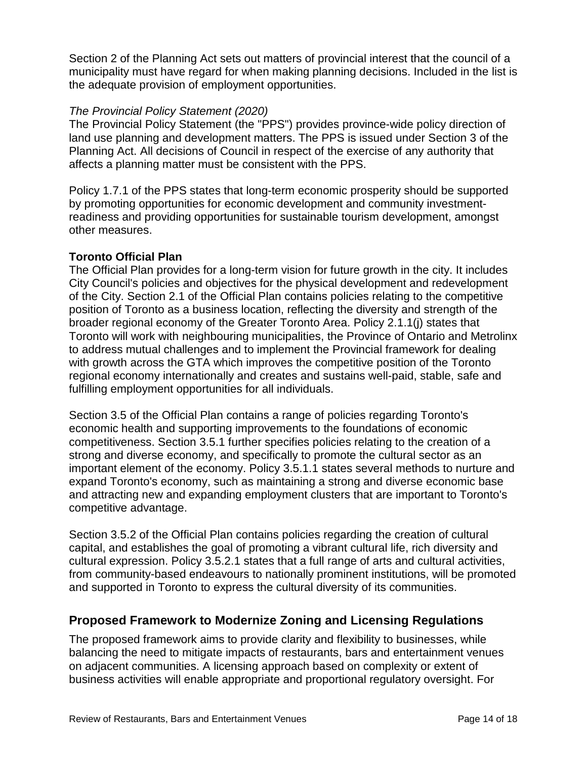Section 2 of the Planning Act sets out matters of provincial interest that the council of a municipality must have regard for when making planning decisions. Included in the list is the adequate provision of employment opportunities.

*The Provincial Policy Statement (2020)*
The Provincial Policy Statement (the "PPS") provides province-wide policy direction of land use planning and development matters. The PPS is issued under Section 3 of the Planning Act. All decisions of Council in respect of the exercise of any authority that affects a planning matter must be consistent with the PPS.

Policy 1.7.1 of the PPS states that long-term economic prosperity should be supported by promoting opportunities for economic development and community investment-readiness and providing opportunities for sustainable tourism development, amongst other measures.

**Toronto Official Plan**
The Official Plan provides for a long-term vision for future growth in the city. It includes City Council's policies and objectives for the physical development and redevelopment of the City. Section 2.1 of the Official Plan contains policies relating to the competitive position of Toronto as a business location, reflecting the diversity and strength of the broader regional economy of the Greater Toronto Area. Policy 2.1.1(j) states that Toronto will work with neighbouring municipalities, the Province of Ontario and Metrolinx to address mutual challenges and to implement the Provincial framework for dealing with growth across the GTA which improves the competitive position of the Toronto regional economy internationally and creates and sustains well-paid, stable, safe and fulfilling employment opportunities for all individuals.

Section 3.5 of the Official Plan contains a range of policies regarding Toronto's economic health and supporting improvements to the foundations of economic competitiveness. Section 3.5.1 further specifies policies relating to the creation of a strong and diverse economy, and specifically to promote the cultural sector as an important element of the economy. Policy 3.5.1.1 states several methods to nurture and expand Toronto's economy, such as maintaining a strong and diverse economic base and attracting new and expanding employment clusters that are important to Toronto's competitive advantage.

Section 3.5.2 of the Official Plan contains policies regarding the creation of cultural capital, and establishes the goal of promoting a vibrant cultural life, rich diversity and cultural expression. Policy 3.5.2.1 states that a full range of arts and cultural activities, from community-based endeavours to nationally prominent institutions, will be promoted and supported in Toronto to express the cultural diversity of its communities.

## Proposed Framework to Modernize Zoning and Licensing Regulations

The proposed framework aims to provide clarity and flexibility to businesses, while balancing the need to mitigate impacts of restaurants, bars and entertainment venues on adjacent communities. A licensing approach based on complexity or extent of business activities will enable appropriate and proportional regulatory oversight. For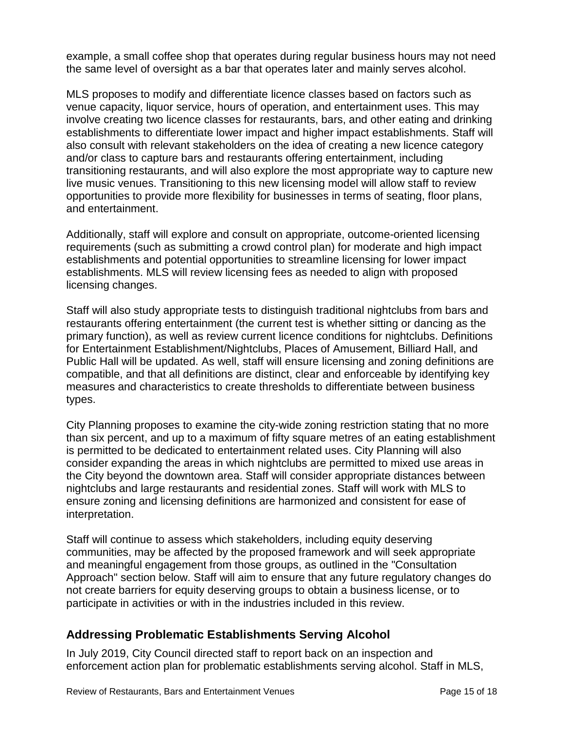example, a small coffee shop that operates during regular business hours may not need the same level of oversight as a bar that operates later and mainly serves alcohol.

MLS proposes to modify and differentiate licence classes based on factors such as venue capacity, liquor service, hours of operation, and entertainment uses. This may involve creating two licence classes for restaurants, bars, and other eating and drinking establishments to differentiate lower impact and higher impact establishments. Staff will also consult with relevant stakeholders on the idea of creating a new licence category and/or class to capture bars and restaurants offering entertainment, including transitioning restaurants, and will also explore the most appropriate way to capture new live music venues. Transitioning to this new licensing model will allow staff to review opportunities to provide more flexibility for businesses in terms of seating, floor plans, and entertainment.

Additionally, staff will explore and consult on appropriate, outcome-oriented licensing requirements (such as submitting a crowd control plan) for moderate and high impact establishments and potential opportunities to streamline licensing for lower impact establishments. MLS will review licensing fees as needed to align with proposed licensing changes.

Staff will also study appropriate tests to distinguish traditional nightclubs from bars and restaurants offering entertainment (the current test is whether sitting or dancing as the primary function), as well as review current licence conditions for nightclubs. Definitions for Entertainment Establishment/Nightclubs, Places of Amusement, Billiard Hall, and Public Hall will be updated. As well, staff will ensure licensing and zoning definitions are compatible, and that all definitions are distinct, clear and enforceable by identifying key measures and characteristics to create thresholds to differentiate between business types.

City Planning proposes to examine the city-wide zoning restriction stating that no more than six percent, and up to a maximum of fifty square metres of an eating establishment is permitted to be dedicated to entertainment related uses. City Planning will also consider expanding the areas in which nightclubs are permitted to mixed use areas in the City beyond the downtown area. Staff will consider appropriate distances between nightclubs and large restaurants and residential zones. Staff will work with MLS to ensure zoning and licensing definitions are harmonized and consistent for ease of interpretation.

Staff will continue to assess which stakeholders, including equity deserving communities, may be affected by the proposed framework and will seek appropriate and meaningful engagement from those groups, as outlined in the "Consultation Approach" section below. Staff will aim to ensure that any future regulatory changes do not create barriers for equity deserving groups to obtain a business license, or to participate in activities or with in the industries included in this review.

## Addressing Problematic Establishments Serving Alcohol

In July 2019, City Council directed staff to report back on an inspection and enforcement action plan for problematic establishments serving alcohol. Staff in MLS,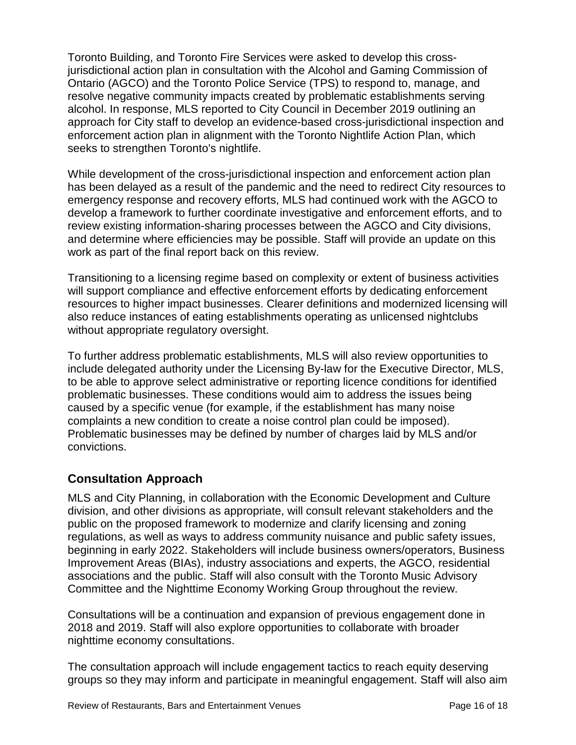Toronto Building, and Toronto Fire Services were asked to develop this cross-jurisdictional action plan in consultation with the Alcohol and Gaming Commission of Ontario (AGCO) and the Toronto Police Service (TPS) to respond to, manage, and resolve negative community impacts created by problematic establishments serving alcohol. In response, MLS reported to City Council in December 2019 outlining an approach for City staff to develop an evidence-based cross-jurisdictional inspection and enforcement action plan in alignment with the Toronto Nightlife Action Plan, which seeks to strengthen Toronto's nightlife.

While development of the cross-jurisdictional inspection and enforcement action plan has been delayed as a result of the pandemic and the need to redirect City resources to emergency response and recovery efforts, MLS had continued work with the AGCO to develop a framework to further coordinate investigative and enforcement efforts, and to review existing information-sharing processes between the AGCO and City divisions, and determine where efficiencies may be possible. Staff will provide an update on this work as part of the final report back on this review.

Transitioning to a licensing regime based on complexity or extent of business activities will support compliance and effective enforcement efforts by dedicating enforcement resources to higher impact businesses. Clearer definitions and modernized licensing will also reduce instances of eating establishments operating as unlicensed nightclubs without appropriate regulatory oversight.

To further address problematic establishments, MLS will also review opportunities to include delegated authority under the Licensing By-law for the Executive Director, MLS, to be able to approve select administrative or reporting licence conditions for identified problematic businesses. These conditions would aim to address the issues being caused by a specific venue (for example, if the establishment has many noise complaints a new condition to create a noise control plan could be imposed). Problematic businesses may be defined by number of charges laid by MLS and/or convictions.

## Consultation Approach

MLS and City Planning, in collaboration with the Economic Development and Culture division, and other divisions as appropriate, will consult relevant stakeholders and the public on the proposed framework to modernize and clarify licensing and zoning regulations, as well as ways to address community nuisance and public safety issues, beginning in early 2022. Stakeholders will include business owners/operators, Business Improvement Areas (BIAs), industry associations and experts, the AGCO, residential associations and the public. Staff will also consult with the Toronto Music Advisory Committee and the Nighttime Economy Working Group throughout the review.

Consultations will be a continuation and expansion of previous engagement done in 2018 and 2019. Staff will also explore opportunities to collaborate with broader nighttime economy consultations.

The consultation approach will include engagement tactics to reach equity deserving groups so they may inform and participate in meaningful engagement. Staff will also aim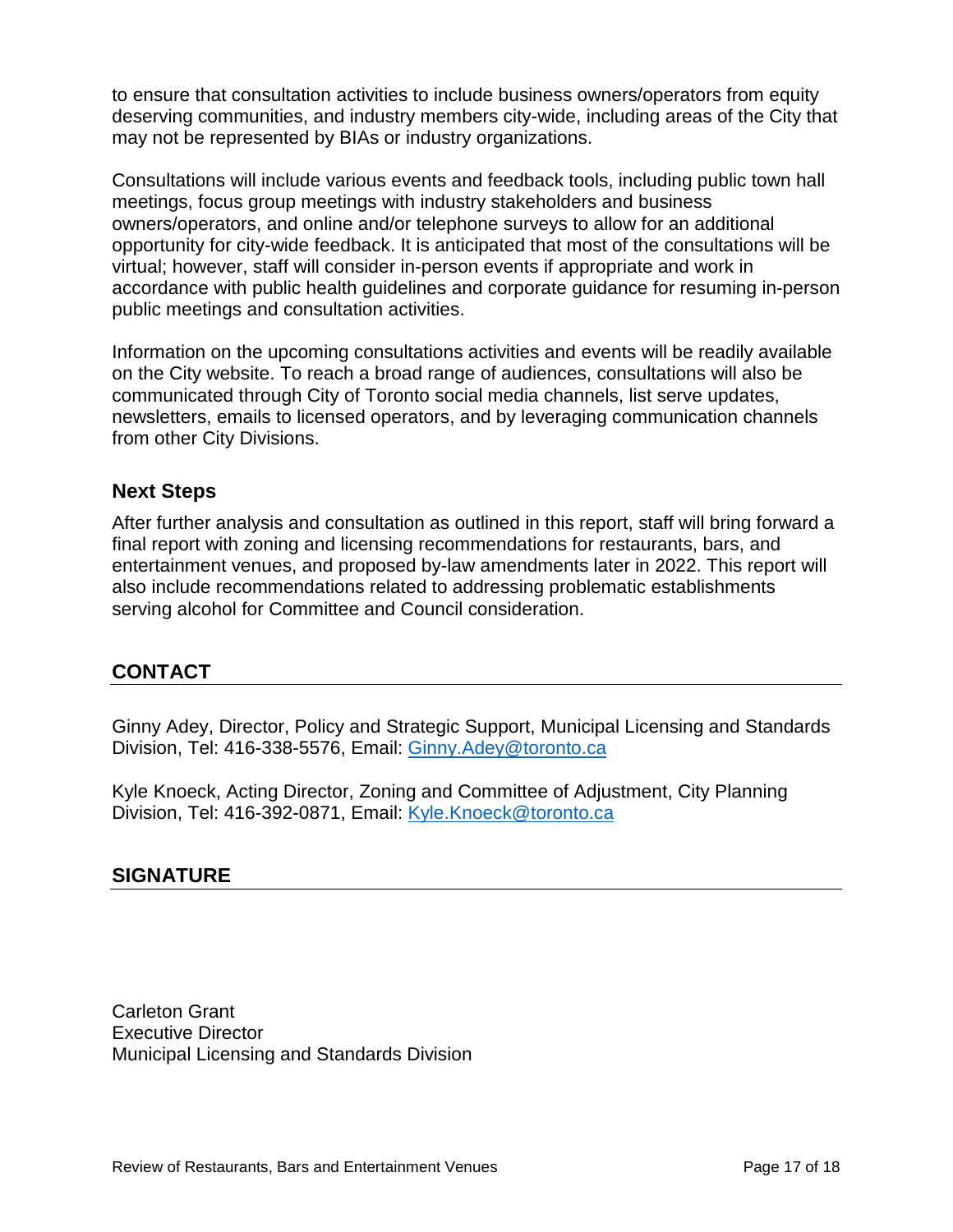to ensure that consultation activities to include business owners/operators from equity deserving communities, and industry members city-wide, including areas of the City that may not be represented by BIAs or industry organizations.

Consultations will include various events and feedback tools, including public town hall meetings, focus group meetings with industry stakeholders and business owners/operators, and online and/or telephone surveys to allow for an additional opportunity for city-wide feedback. It is anticipated that most of the consultations will be virtual; however, staff will consider in-person events if appropriate and work in accordance with public health guidelines and corporate guidance for resuming in-person public meetings and consultation activities.

Information on the upcoming consultations activities and events will be readily available on the City website. To reach a broad range of audiences, consultations will also be communicated through City of Toronto social media channels, list serve updates, newsletters, emails to licensed operators, and by leveraging communication channels from other City Divisions.

### Next Steps

After further analysis and consultation as outlined in this report, staff will bring forward a final report with zoning and licensing recommendations for restaurants, bars, and entertainment venues, and proposed by-law amendments later in 2022. This report will also include recommendations related to addressing problematic establishments serving alcohol for Committee and Council consideration.

## CONTACT

Ginny Adey, Director, Policy and Strategic Support, Municipal Licensing and Standards Division, Tel: 416-338-5576, Email: [Ginny.Adey@toronto.ca](mailto:Ginny.Adey@toronto.ca)

Kyle Knoeck, Acting Director, Zoning and Committee of Adjustment, City Planning Division, Tel: 416-392-0871, Email: [Kyle.Knoeck@toronto.ca](mailto:Kyle.Knoeck@toronto.ca)

## SIGNATURE

Carleton Grant
Executive Director
Municipal Licensing and Standards Division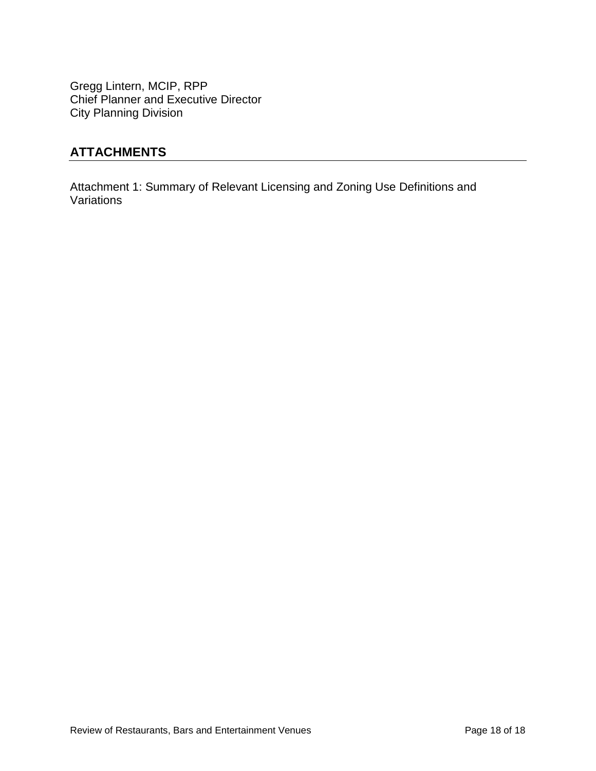Gregg Lintern, MCIP, RPP
Chief Planner and Executive Director
City Planning Division

## ATTACHMENTS

Attachment 1: Summary of Relevant Licensing and Zoning Use Definitions and Variations